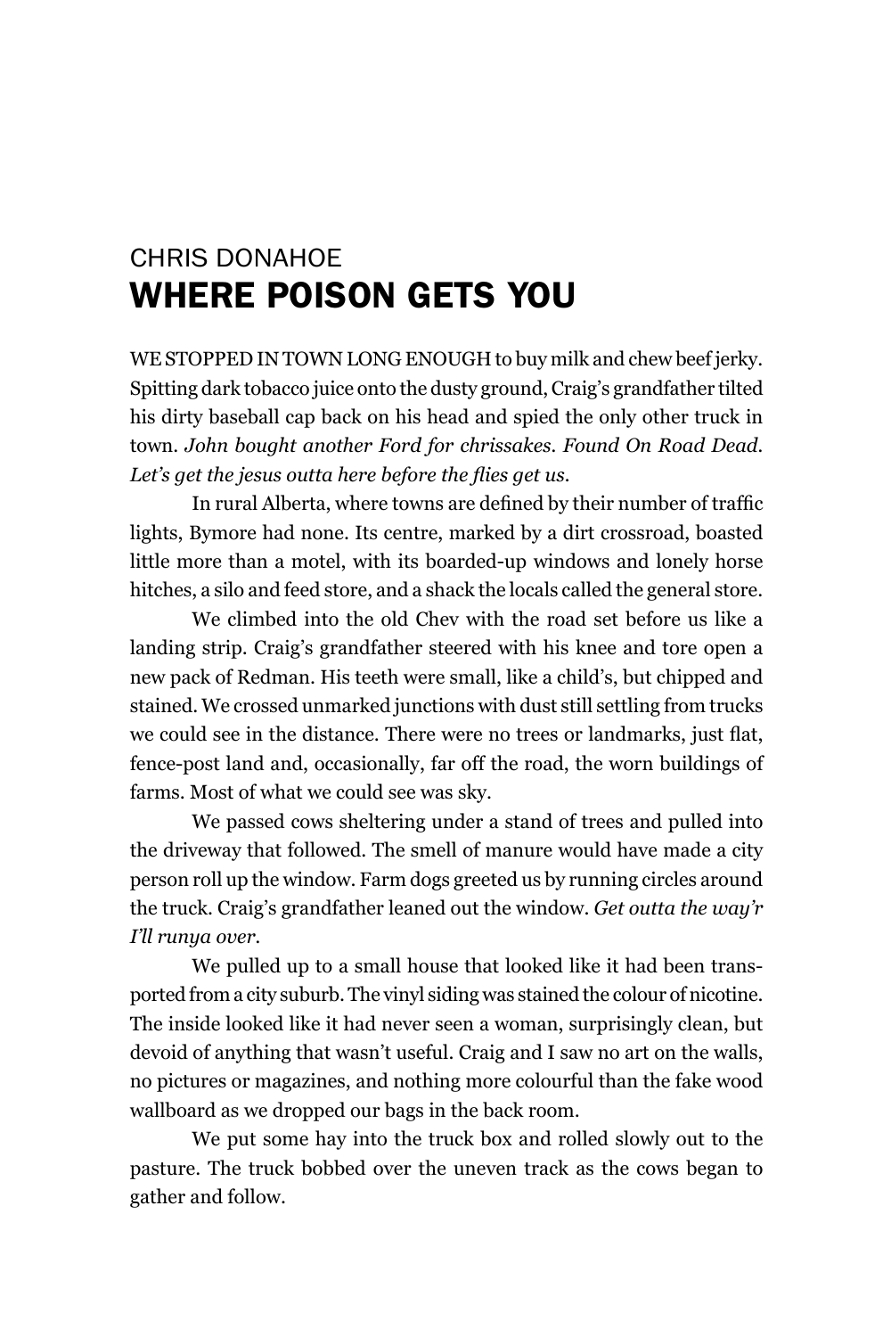CHRIS DONAHOE

# WHERE POISON GETS YOU

WE STOPPED IN TOWN LONG ENOUGH to buy milk and chew beef jerky. Spitting dark tobacco juice onto the dusty ground, Craig's grandfather tilted his dirty baseball cap back on his head and spied the only other truck in town. *John bought another Ford for chrissakes. Found On Road Dead. Let's get the jesus outta here before the flies get us.*

In rural Alberta, where towns are defined by their number of traffic lights, Bymore had none. Its centre, marked by a dirt crossroad, boasted little more than a motel, with its boarded-up windows and lonely horse hitches, a silo and feed store, and a shack the locals called the general store.

We climbed into the old Chev with the road set before us like a landing strip. Craig's grandfather steered with his knee and tore open a new pack of Redman. His teeth were small, like a child's, but chipped and stained. We crossed unmarked junctions with dust still settling from trucks we could see in the distance. There were no trees or landmarks, just flat, fence-post land and, occasionally, far off the road, the worn buildings of farms. Most of what we could see was sky.

We passed cows sheltering under a stand of trees and pulled into the driveway that followed. The smell of manure would have made a city person roll up the window. Farm dogs greeted us by running circles around the truck. Craig's grandfather leaned out the window. *Get outta the way'r I'll runya over.*

We pulled up to a small house that looked like it had been transported from a city suburb. The vinyl siding was stained the colour of nicotine. The inside looked like it had never seen a woman, surprisingly clean, but devoid of anything that wasn't useful. Craig and I saw no art on the walls, no pictures or magazines, and nothing more colourful than the fake wood wallboard as we dropped our bags in the back room.

We put some hay into the truck box and rolled slowly out to the pasture. The truck bobbed over the uneven track as the cows began to gather and follow.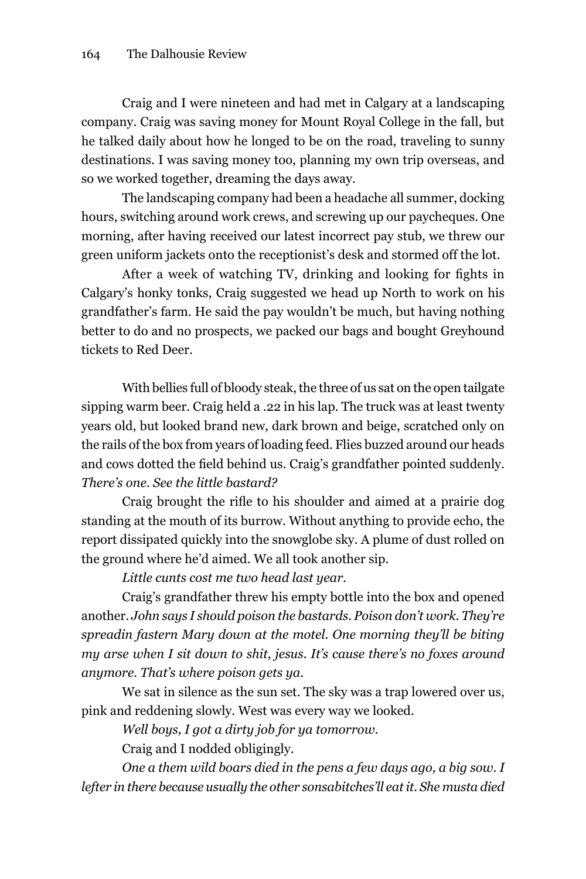Craig and I were nineteen and had met in Calgary at a landscaping company. Craig was saving money for Mount Royal College in the fall, but he talked daily about how he longed to be on the road, traveling to sunny destinations. I was saving money too, planning my own trip overseas, and so we worked together, dreaming the days away.

The landscaping company had been a headache all summer, docking hours, switching around work crews, and screwing up our paycheques. One morning, after having received our latest incorrect pay stub, we threw our green uniform jackets onto the receptionist's desk and stormed off the lot.

After a week of watching TV, drinking and looking for fights in Calgary's honky tonks, Craig suggested we head up North to work on his grandfather's farm. He said the pay wouldn't be much, but having nothing better to do and no prospects, we packed our bags and bought Greyhound tickets to Red Deer.

With bellies full of bloody steak, the three of us sat on the open tailgate sipping warm beer. Craig held a .22 in his lap. The truck was at least twenty years old, but looked brand new, dark brown and beige, scratched only on the rails of the box from years of loading feed. Flies buzzed around our heads and cows dotted the field behind us. Craig's grandfather pointed suddenly. *There's one. See the little bastard?*

Craig brought the rifle to his shoulder and aimed at a prairie dog standing at the mouth of its burrow. Without anything to provide echo, the report dissipated quickly into the snowglobe sky. A plume of dust rolled on the ground where he'd aimed. We all took another sip.

*Little cunts cost me two head last year.*

Craig's grandfather threw his empty bottle into the box and opened another. *John says I should poison the bastards. Poison don't work. They're spreadin fastern Mary down at the motel. One morning they'll be biting my arse when I sit down to shit, jesus. It's cause there's no foxes around anymore. That's where poison gets ya.*

We sat in silence as the sun set. The sky was a trap lowered over us, pink and reddening slowly. West was every way we looked.

*Well boys, I got a dirty job for ya tomorrow.*

Craig and I nodded obligingly.

*One a them wild boars died in the pens a few days ago, a big sow. I lefter in there because usually the other sonsabitches'll eat it. She musta died*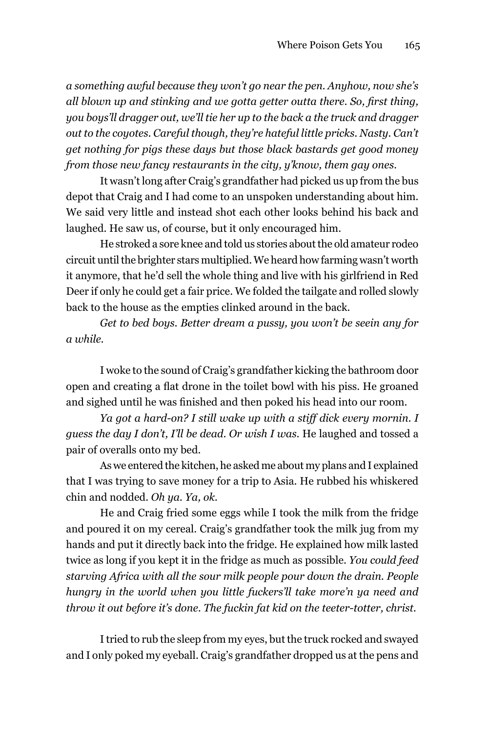*a something awful because they won't go near the pen. Anyhow, now she's all blown up and stinking and we gotta getter outta there. So, first thing, you boys'll dragger out, we'll tie her up to the back a the truck and dragger out to the coyotes. Careful though, they're hateful little pricks. Nasty. Can't get nothing for pigs these days but those black bastards get good money from those new fancy restaurants in the city, y'know, them gay ones.*

It wasn't long after Craig's grandfather had picked us up from the bus depot that Craig and I had come to an unspoken understanding about him. We said very little and instead shot each other looks behind his back and laughed. He saw us, of course, but it only encouraged him.

He stroked a sore knee and told us stories about the old amateur rodeo circuit until the brighter stars multiplied. We heard how farming wasn't worth it anymore, that he'd sell the whole thing and live with his girlfriend in Red Deer if only he could get a fair price. We folded the tailgate and rolled slowly back to the house as the empties clinked around in the back.

*Get to bed boys. Better dream a pussy, you won't be seein any for a while.*

I woke to the sound of Craig's grandfather kicking the bathroom door open and creating a flat drone in the toilet bowl with his piss. He groaned and sighed until he was finished and then poked his head into our room.

*Ya got a hard-on? I still wake up with a stiff dick every mornin. I guess the day I don't, I'll be dead. Or wish I was.* He laughed and tossed a pair of overalls onto my bed.

As we entered the kitchen, he asked me about my plans and I explained that I was trying to save money for a trip to Asia. He rubbed his whiskered chin and nodded. *Oh ya. Ya, ok.*

He and Craig fried some eggs while I took the milk from the fridge and poured it on my cereal. Craig's grandfather took the milk jug from my hands and put it directly back into the fridge. He explained how milk lasted twice as long if you kept it in the fridge as much as possible. *You could feed starving Africa with all the sour milk people pour down the drain. People hungry in the world when you little fuckers'll take more'n ya need and throw it out before it's done. The fuckin fat kid on the teeter-totter, christ.*

I tried to rub the sleep from my eyes, but the truck rocked and swayed and I only poked my eyeball. Craig's grandfather dropped us at the pens and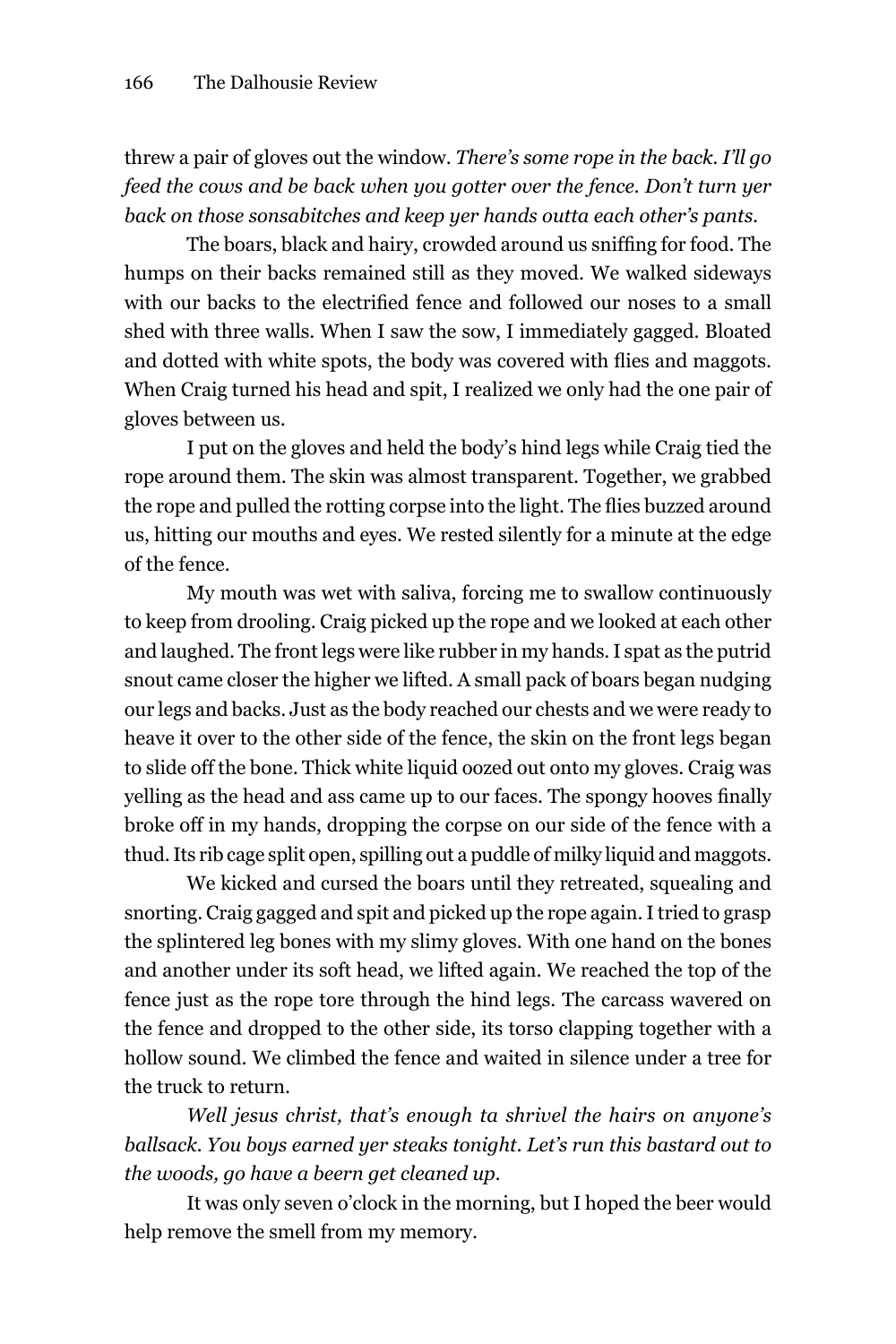threw a pair of gloves out the window. *There's some rope in the back. I'll go feed the cows and be back when you gotter over the fence. Don't turn yer back on those sonsabitches and keep yer hands outta each other's pants.*

The boars, black and hairy, crowded around us sniffing for food. The humps on their backs remained still as they moved. We walked sideways with our backs to the electrified fence and followed our noses to a small shed with three walls. When I saw the sow, I immediately gagged. Bloated and dotted with white spots, the body was covered with flies and maggots. When Craig turned his head and spit, I realized we only had the one pair of gloves between us.

I put on the gloves and held the body's hind legs while Craig tied the rope around them. The skin was almost transparent. Together, we grabbed the rope and pulled the rotting corpse into the light. The flies buzzed around us, hitting our mouths and eyes. We rested silently for a minute at the edge of the fence.

My mouth was wet with saliva, forcing me to swallow continuously to keep from drooling. Craig picked up the rope and we looked at each other and laughed. The front legs were like rubber in my hands. I spat as the putrid snout came closer the higher we lifted. A small pack of boars began nudging our legs and backs. Just as the body reached our chests and we were ready to heave it over to the other side of the fence, the skin on the front legs began to slide off the bone. Thick white liquid oozed out onto my gloves. Craig was yelling as the head and ass came up to our faces. The spongy hooves finally broke off in my hands, dropping the corpse on our side of the fence with a thud. Its rib cage split open, spilling out a puddle of milky liquid and maggots.

We kicked and cursed the boars until they retreated, squealing and snorting. Craig gagged and spit and picked up the rope again. I tried to grasp the splintered leg bones with my slimy gloves. With one hand on the bones and another under its soft head, we lifted again. We reached the top of the fence just as the rope tore through the hind legs. The carcass wavered on the fence and dropped to the other side, its torso clapping together with a hollow sound. We climbed the fence and waited in silence under a tree for the truck to return.

*Well jesus christ, that's enough ta shrivel the hairs on anyone's ballsack. You boys earned yer steaks tonight. Let's run this bastard out to the woods, go have a beern get cleaned up.*

It was only seven o'clock in the morning, but I hoped the beer would help remove the smell from my memory.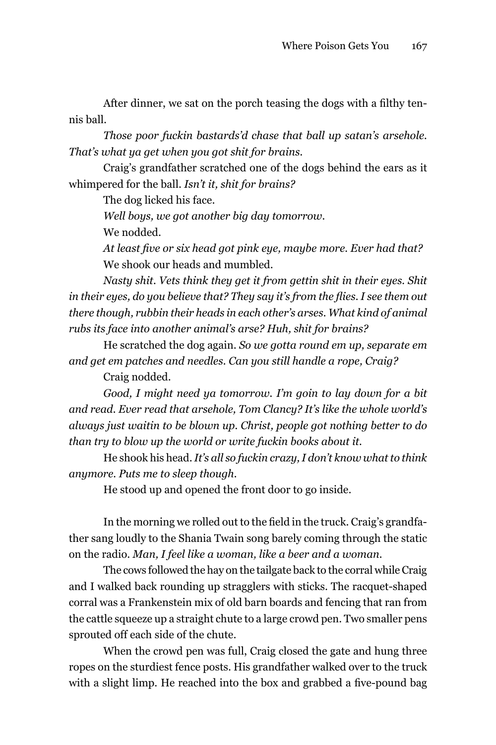After dinner, we sat on the porch teasing the dogs with a filthy tennis ball.

*Those poor fuckin bastards'd chase that ball up satan's arsehole. That's what ya get when you got shit for brains.*

Craig's grandfather scratched one of the dogs behind the ears as it whimpered for the ball. *Isn't it, shit for brains?*

The dog licked his face.

*Well boys, we got another big day tomorrow.*

We nodded.

*At least five or six head got pink eye, maybe more. Ever had that?*

We shook our heads and mumbled.

*Nasty shit. Vets think they get it from gettin shit in their eyes. Shit in their eyes, do you believe that? They say it's from the flies. I see them out there though, rubbin their heads in each other's arses. What kind of animal rubs its face into another animal's arse? Huh, shit for brains?*

He scratched the dog again. *So we gotta round em up, separate em and get em patches and needles. Can you still handle a rope, Craig?*

Craig nodded.

*Good, I might need ya tomorrow. I'm goin to lay down for a bit and read. Ever read that arsehole, Tom Clancy? It's like the whole world's always just waitin to be blown up. Christ, people got nothing better to do than try to blow up the world or write fuckin books about it.*

He shook his head. *It's all so fuckin crazy, I don't know what to think anymore. Puts me to sleep though.*

He stood up and opened the front door to go inside.

In the morning we rolled out to the field in the truck. Craig's grandfather sang loudly to the Shania Twain song barely coming through the static on the radio. *Man, I feel like a woman, like a beer and a woman.*

The cows followed the hay on the tailgate back to the corral while Craig and I walked back rounding up stragglers with sticks. The racquet-shaped corral was a Frankenstein mix of old barn boards and fencing that ran from the cattle squeeze up a straight chute to a large crowd pen. Two smaller pens sprouted off each side of the chute.

When the crowd pen was full, Craig closed the gate and hung three ropes on the sturdiest fence posts. His grandfather walked over to the truck with a slight limp. He reached into the box and grabbed a five-pound bag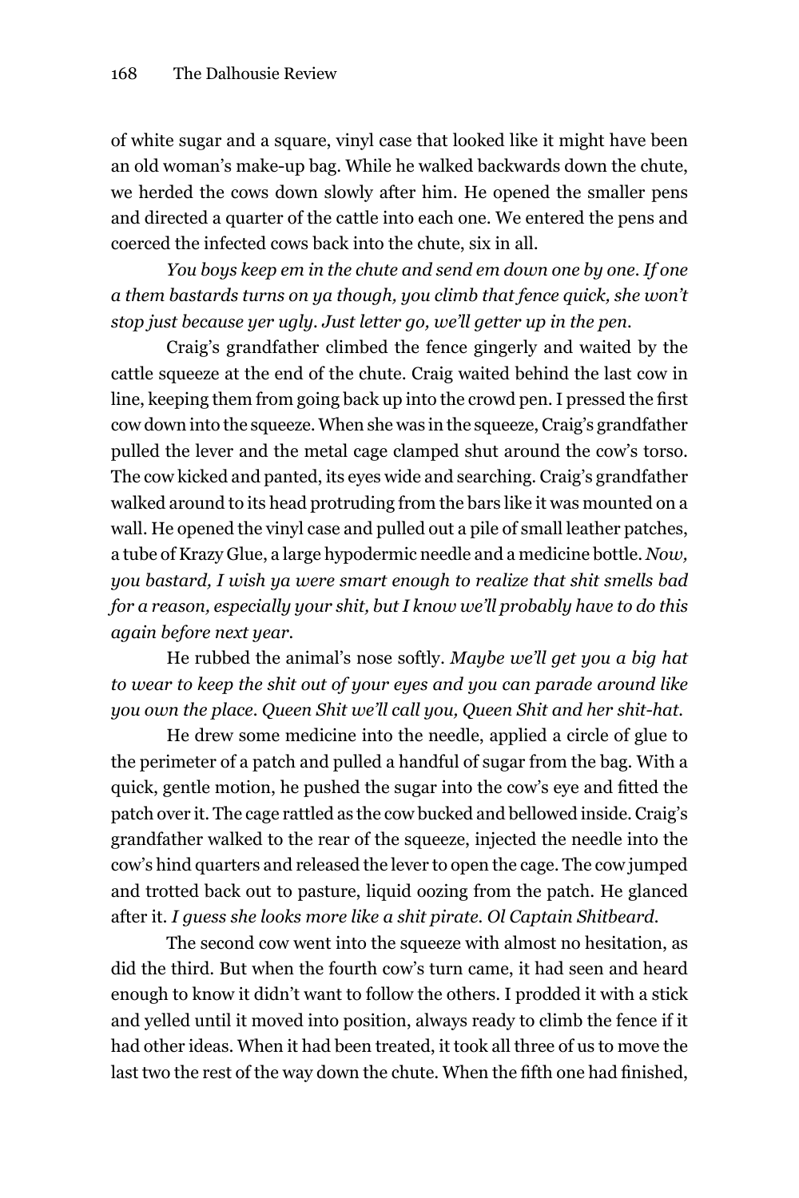of white sugar and a square, vinyl case that looked like it might have been an old woman's make-up bag. While he walked backwards down the chute, we herded the cows down slowly after him. He opened the smaller pens and directed a quarter of the cattle into each one. We entered the pens and coerced the infected cows back into the chute, six in all.

*You boys keep em in the chute and send em down one by one. If one a them bastards turns on ya though, you climb that fence quick, she won't stop just because yer ugly. Just letter go, we'll getter up in the pen.*

Craig's grandfather climbed the fence gingerly and waited by the cattle squeeze at the end of the chute. Craig waited behind the last cow in line, keeping them from going back up into the crowd pen. I pressed the first cow down into the squeeze. When she was in the squeeze, Craig's grandfather pulled the lever and the metal cage clamped shut around the cow's torso. The cow kicked and panted, its eyes wide and searching. Craig's grandfather walked around to its head protruding from the bars like it was mounted on a wall. He opened the vinyl case and pulled out a pile of small leather patches, a tube of Krazy Glue, a large hypodermic needle and a medicine bottle. *Now, you bastard, I wish ya were smart enough to realize that shit smells bad for a reason, especially your shit, but I know we'll probably have to do this again before next year.*

He rubbed the animal's nose softly. *Maybe we'll get you a big hat to wear to keep the shit out of your eyes and you can parade around like you own the place. Queen Shit we'll call you, Queen Shit and her shit-hat.*

He drew some medicine into the needle, applied a circle of glue to the perimeter of a patch and pulled a handful of sugar from the bag. With a quick, gentle motion, he pushed the sugar into the cow's eye and fitted the patch over it. The cage rattled as the cow bucked and bellowed inside. Craig's grandfather walked to the rear of the squeeze, injected the needle into the cow's hind quarters and released the lever to open the cage. The cow jumped and trotted back out to pasture, liquid oozing from the patch. He glanced after it. *I guess she looks more like a shit pirate. Ol Captain Shitbeard.*

The second cow went into the squeeze with almost no hesitation, as did the third. But when the fourth cow's turn came, it had seen and heard enough to know it didn't want to follow the others. I prodded it with a stick and yelled until it moved into position, always ready to climb the fence if it had other ideas. When it had been treated, it took all three of us to move the last two the rest of the way down the chute. When the fifth one had finished,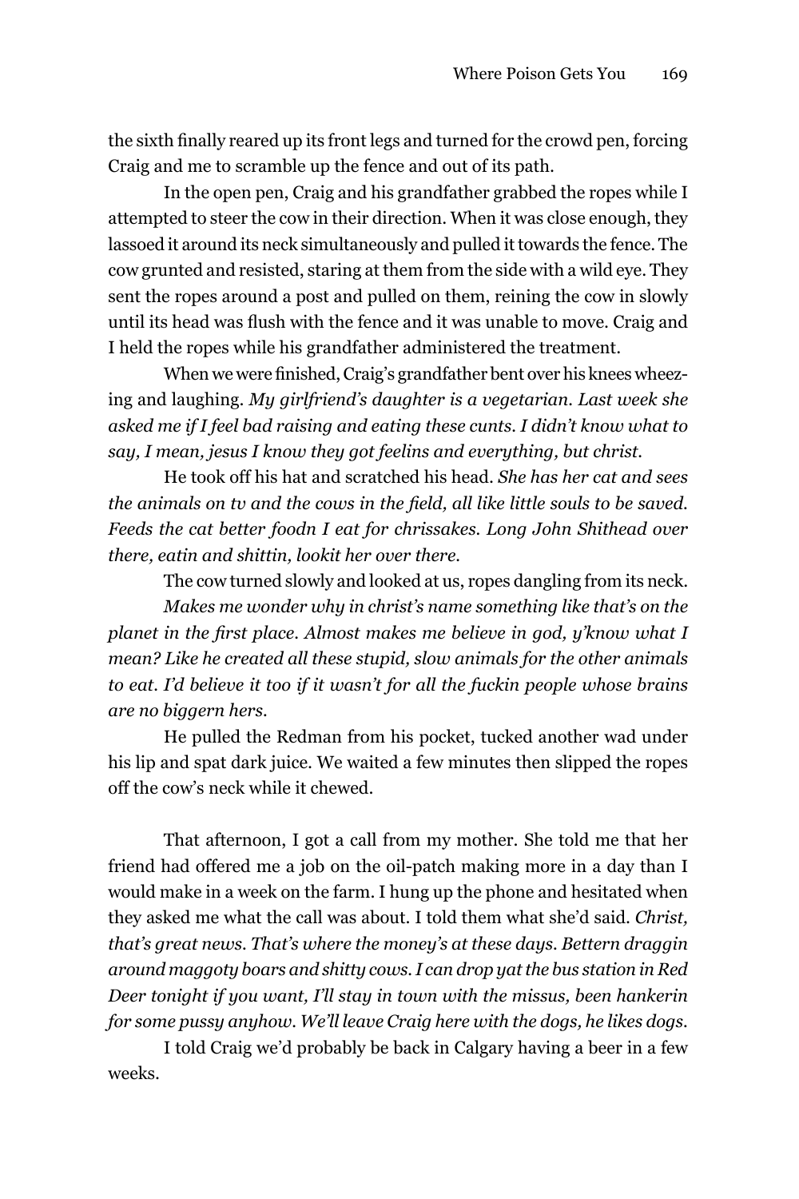the sixth finally reared up its front legs and turned for the crowd pen, forcing Craig and me to scramble up the fence and out of its path.

In the open pen, Craig and his grandfather grabbed the ropes while I attempted to steer the cow in their direction. When it was close enough, they lassoed it around its neck simultaneously and pulled it towards the fence. The cow grunted and resisted, staring at them from the side with a wild eye. They sent the ropes around a post and pulled on them, reining the cow in slowly until its head was flush with the fence and it was unable to move. Craig and I held the ropes while his grandfather administered the treatment.

When we were finished, Craig's grandfather bent over his knees wheezing and laughing. *My girlfriend's daughter is a vegetarian. Last week she asked me if I feel bad raising and eating these cunts. I didn't know what to say, I mean, jesus I know they got feelins and everything, but christ.*

He took off his hat and scratched his head. *She has her cat and sees the animals on tv and the cows in the field, all like little souls to be saved. Feeds the cat better foodn I eat for chrissakes. Long John Shithead over there, eatin and shittin, lookit her over there.*

The cow turned slowly and looked at us, ropes dangling from its neck.

*Makes me wonder why in christ's name something like that's on the planet in the first place. Almost makes me believe in god, y'know what I mean? Like he created all these stupid, slow animals for the other animals to eat. I'd believe it too if it wasn't for all the fuckin people whose brains are no biggern hers.*

He pulled the Redman from his pocket, tucked another wad under his lip and spat dark juice. We waited a few minutes then slipped the ropes off the cow's neck while it chewed.

That afternoon, I got a call from my mother. She told me that her friend had offered me a job on the oil-patch making more in a day than I would make in a week on the farm. I hung up the phone and hesitated when they asked me what the call was about. I told them what she'd said. *Christ, that's great news. That's where the money's at these days. Bettern draggin around maggoty boars and shitty cows. I can drop yat the bus station in Red Deer tonight if you want, I'll stay in town with the missus, been hankerin for some pussy anyhow. We'll leave Craig here with the dogs, he likes dogs.*

I told Craig we'd probably be back in Calgary having a beer in a few weeks.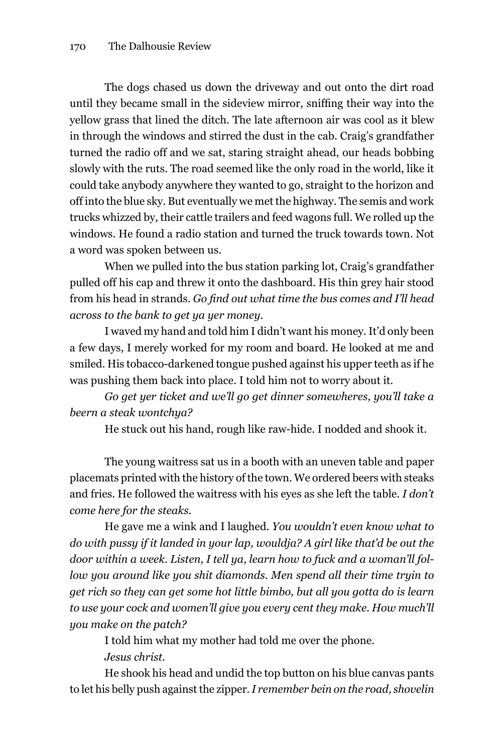The dogs chased us down the driveway and out onto the dirt road until they became small in the sideview mirror, sniffing their way into the yellow grass that lined the ditch. The late afternoon air was cool as it blew in through the windows and stirred the dust in the cab. Craig's grandfather turned the radio off and we sat, staring straight ahead, our heads bobbing slowly with the ruts. The road seemed like the only road in the world, like it could take anybody anywhere they wanted to go, straight to the horizon and off into the blue sky. But eventually we met the highway. The semis and work trucks whizzed by, their cattle trailers and feed wagons full. We rolled up the windows. He found a radio station and turned the truck towards town. Not a word was spoken between us.

When we pulled into the bus station parking lot, Craig's grandfather pulled off his cap and threw it onto the dashboard. His thin grey hair stood from his head in strands. *Go find out what time the bus comes and I'll head across to the bank to get ya yer money.*

I waved my hand and told him I didn't want his money. It'd only been a few days, I merely worked for my room and board. He looked at me and smiled. His tobacco-darkened tongue pushed against his upper teeth as if he was pushing them back into place. I told him not to worry about it.

*Go get yer ticket and we'll go get dinner somewheres, you'll take a beern a steak wontchya?*

He stuck out his hand, rough like raw-hide. I nodded and shook it.

The young waitress sat us in a booth with an uneven table and paper placemats printed with the history of the town. We ordered beers with steaks and fries. He followed the waitress with his eyes as she left the table. *I don't come here for the steaks.*

He gave me a wink and I laughed. *You wouldn't even know what to do with pussy if it landed in your lap, wouldja? A girl like that'd be out the door within a week. Listen, I tell ya, learn how to fuck and a woman'll follow you around like you shit diamonds. Men spend all their time tryin to get rich so they can get some hot little bimbo, but all you gotta do is learn to use your cock and women'll give you every cent they make. How much'll you make on the patch?*

I told him what my mother had told me over the phone.

*Jesus christ.*

He shook his head and undid the top button on his blue canvas pants to let his belly push against the zipper. *I remember bein on the road, shovelin*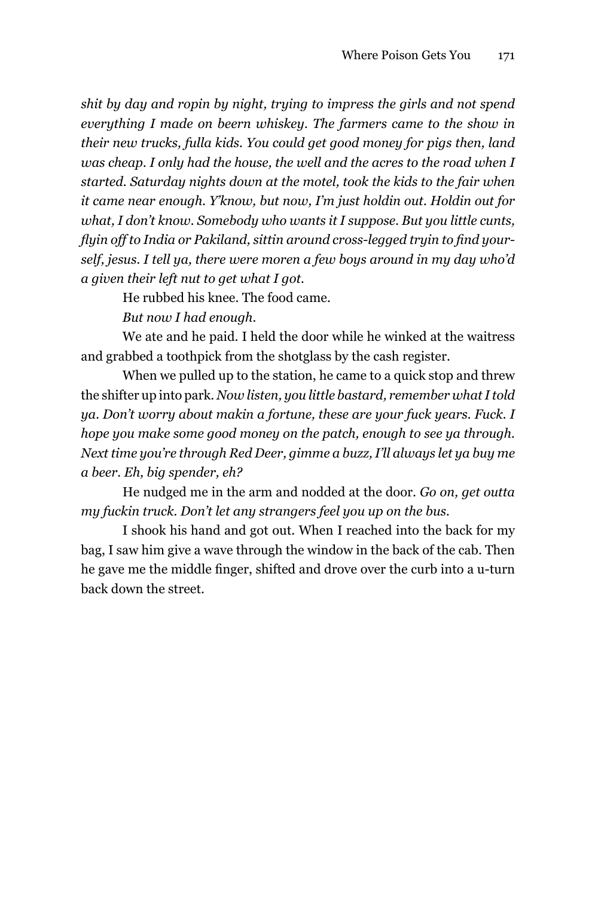*shit by day and ropin by night, trying to impress the girls and not spend everything I made on beern whiskey. The farmers came to the show in their new trucks, fulla kids. You could get good money for pigs then, land was cheap. I only had the house, the well and the acres to the road when I started. Saturday nights down at the motel, took the kids to the fair when it came near enough. Y'know, but now, I'm just holdin out. Holdin out for what, I don't know. Somebody who wants it I suppose. But you little cunts, flyin off to India or Pakiland, sittin around cross-legged tryin to find yourself, jesus. I tell ya, there were moren a few boys around in my day who'd a given their left nut to get what I got.*

He rubbed his knee. The food came.

*But now I had enough.*

We ate and he paid. I held the door while he winked at the waitress and grabbed a toothpick from the shotglass by the cash register.

When we pulled up to the station, he came to a quick stop and threw the shifter up into park. *Now listen, you little bastard, remember what I told ya. Don't worry about makin a fortune, these are your fuck years. Fuck. I hope you make some good money on the patch, enough to see ya through. Next time you're through Red Deer, gimme a buzz, I'll always let ya buy me a beer. Eh, big spender, eh?*

He nudged me in the arm and nodded at the door. *Go on, get outta my fuckin truck. Don't let any strangers feel you up on the bus.*

I shook his hand and got out. When I reached into the back for my bag, I saw him give a wave through the window in the back of the cab. Then he gave me the middle finger, shifted and drove over the curb into a u-turn back down the street.